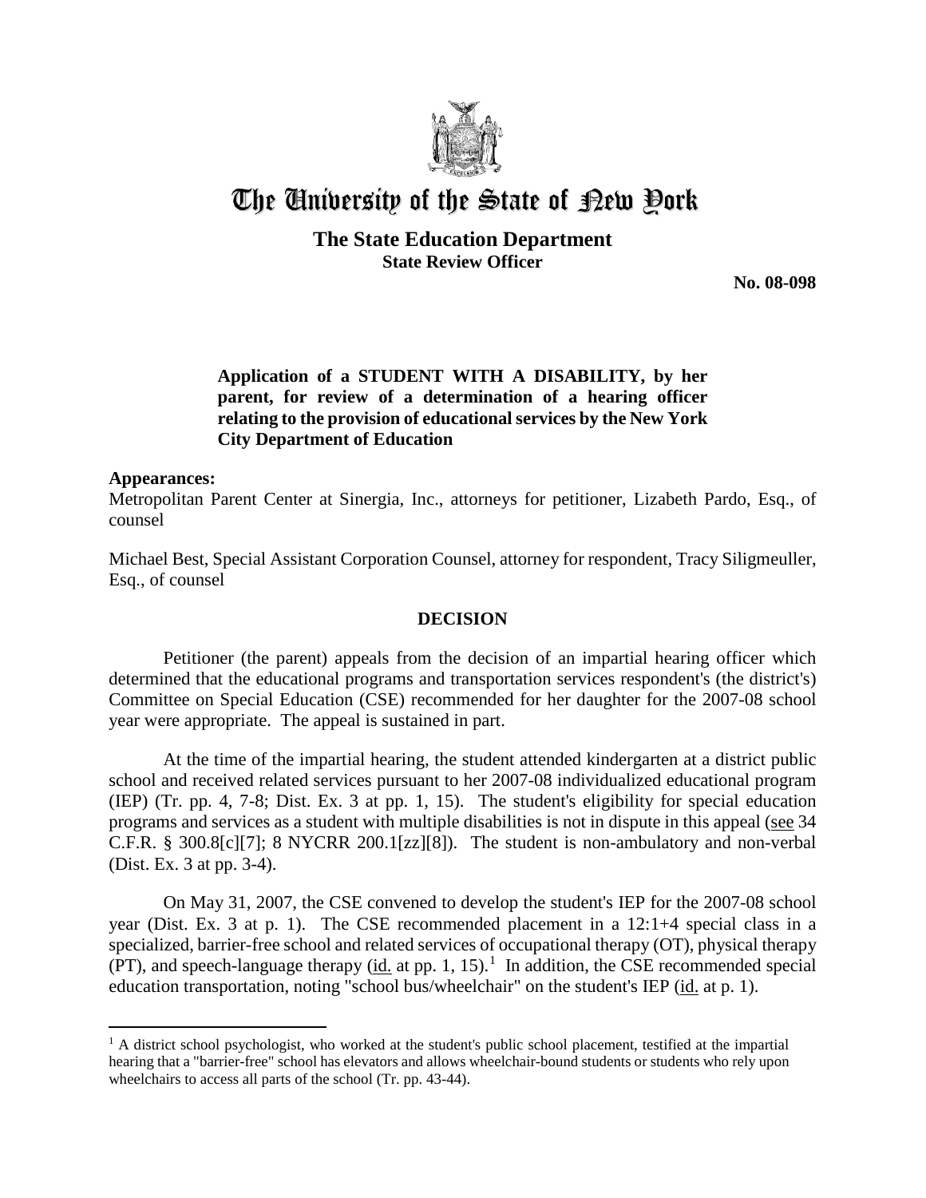# The University of the State of New York

## The State Education Department
### State Review Officer

**No. 08-098**

**Application of a STUDENT WITH A DISABILITY, by her parent, for review of a determination of a hearing officer relating to the provision of educational services by the New York City Department of Education**

**Appearances:**

Metropolitan Parent Center at Sinergia, Inc., attorneys for petitioner, Lizabeth Pardo, Esq., of counsel

Michael Best, Special Assistant Corporation Counsel, attorney for respondent, Tracy Siligmeuller, Esq., of counsel

**DECISION**

Petitioner (the parent) appeals from the decision of an impartial hearing officer which determined that the educational programs and transportation services respondent's (the district's) Committee on Special Education (CSE) recommended for her daughter for the 2007-08 school year were appropriate. The appeal is sustained in part.

At the time of the impartial hearing, the student attended kindergarten at a district public school and received related services pursuant to her 2007-08 individualized educational program (IEP) (Tr. pp. 4, 7-8; Dist. Ex. 3 at pp. 1, 15). The student's eligibility for special education programs and services as a student with multiple disabilities is not in dispute in this appeal (see 34 C.F.R. § 300.8[c][7]; 8 NYCRR 200.1[zz][8]). The student is non-ambulatory and non-verbal (Dist. Ex. 3 at pp. 3-4).

On May 31, 2007, the CSE convened to develop the student's IEP for the 2007-08 school year (Dist. Ex. 3 at p. 1). The CSE recommended placement in a 12:1+4 special class in a specialized, barrier-free school and related services of occupational therapy (OT), physical therapy (PT), and speech-language therapy (id. at pp. 1, 15).[1] In addition, the CSE recommended special education transportation, noting "school bus/wheelchair" on the student's IEP (id. at p. 1).

[1] A district school psychologist, who worked at the student's public school placement, testified at the impartial hearing that a "barrier-free" school has elevators and allows wheelchair-bound students or students who rely upon wheelchairs to access all parts of the school (Tr. pp. 43-44).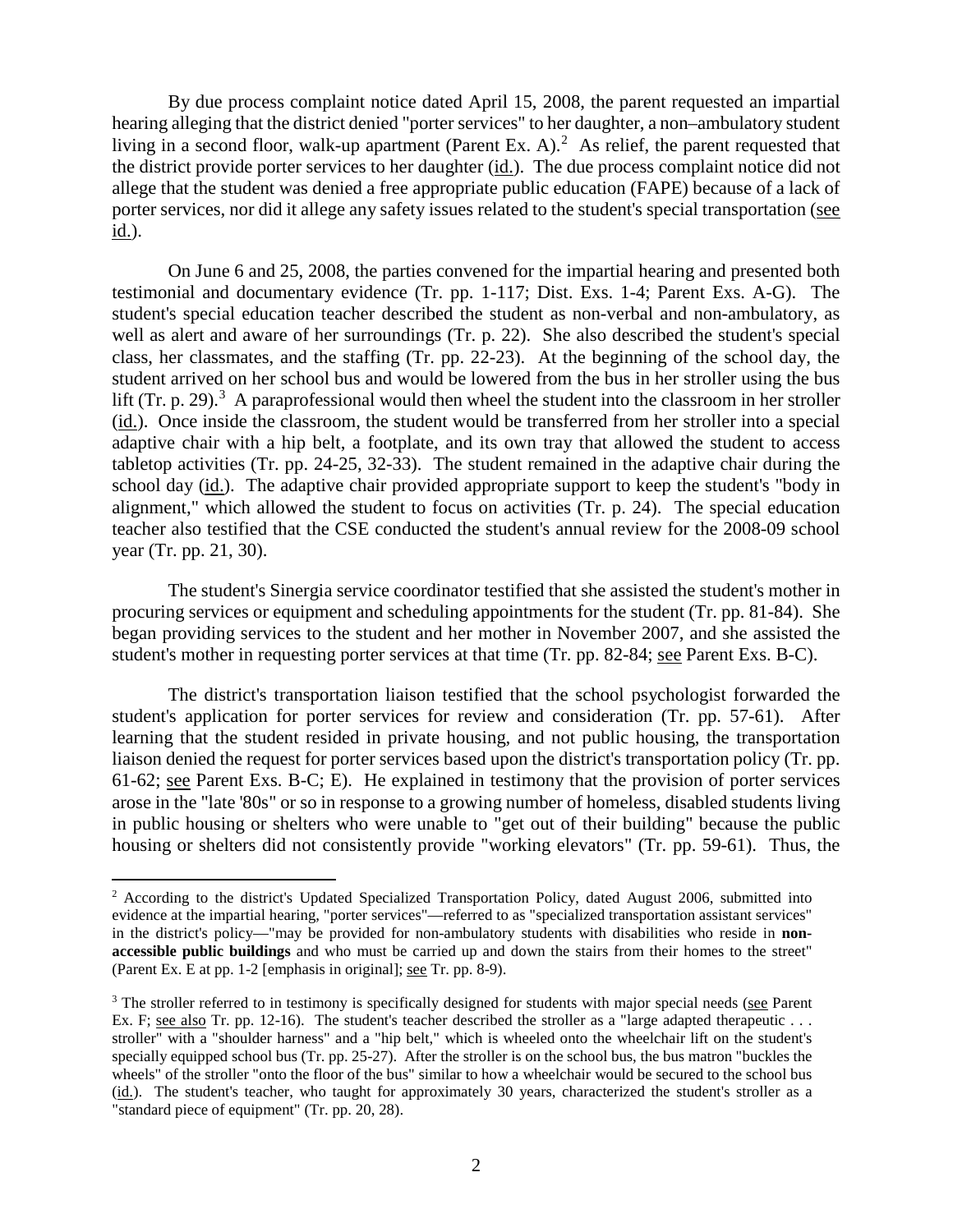By due process complaint notice dated April 15, 2008, the parent requested an impartial hearing alleging that the district denied "porter services" to her daughter, a non–ambulatory student living in a second floor, walk-up apartment (Parent Ex. A).[2] As relief, the parent requested that the district provide porter services to her daughter (id.). The due process complaint notice did not allege that the student was denied a free appropriate public education (FAPE) because of a lack of porter services, nor did it allege any safety issues related to the student's special transportation (see id.).

On June 6 and 25, 2008, the parties convened for the impartial hearing and presented both testimonial and documentary evidence (Tr. pp. 1-117; Dist. Exs. 1-4; Parent Exs. A-G). The student's special education teacher described the student as non-verbal and non-ambulatory, as well as alert and aware of her surroundings (Tr. p. 22). She also described the student's special class, her classmates, and the staffing (Tr. pp. 22-23). At the beginning of the school day, the student arrived on her school bus and would be lowered from the bus in her stroller using the bus lift (Tr. p. 29).[3] A paraprofessional would then wheel the student into the classroom in her stroller (id.). Once inside the classroom, the student would be transferred from her stroller into a special adaptive chair with a hip belt, a footplate, and its own tray that allowed the student to access tabletop activities (Tr. pp. 24-25, 32-33). The student remained in the adaptive chair during the school day (id.). The adaptive chair provided appropriate support to keep the student's "body in alignment," which allowed the student to focus on activities (Tr. p. 24). The special education teacher also testified that the CSE conducted the student's annual review for the 2008-09 school year (Tr. pp. 21, 30).

The student's Sinergia service coordinator testified that she assisted the student's mother in procuring services or equipment and scheduling appointments for the student (Tr. pp. 81-84). She began providing services to the student and her mother in November 2007, and she assisted the student's mother in requesting porter services at that time (Tr. pp. 82-84; see Parent Exs. B-C).

The district's transportation liaison testified that the school psychologist forwarded the student's application for porter services for review and consideration (Tr. pp. 57-61). After learning that the student resided in private housing, and not public housing, the transportation liaison denied the request for porter services based upon the district's transportation policy (Tr. pp. 61-62; see Parent Exs. B-C; E). He explained in testimony that the provision of porter services arose in the "late '80s" or so in response to a growing number of homeless, disabled students living in public housing or shelters who were unable to "get out of their building" because the public housing or shelters did not consistently provide "working elevators" (Tr. pp. 59-61). Thus, the

[2] According to the district's Updated Specialized Transportation Policy, dated August 2006, submitted into evidence at the impartial hearing, "porter services"—referred to as "specialized transportation assistant services" in the district's policy—"may be provided for non-ambulatory students with disabilities who reside in **non-accessible public buildings** and who must be carried up and down the stairs from their homes to the street" (Parent Ex. E at pp. 1-2 [emphasis in original]; see Tr. pp. 8-9).

[3] The stroller referred to in testimony is specifically designed for students with major special needs (see Parent Ex. F; see also Tr. pp. 12-16). The student's teacher described the stroller as a "large adapted therapeutic . . . stroller" with a "shoulder harness" and a "hip belt," which is wheeled onto the wheelchair lift on the student's specially equipped school bus (Tr. pp. 25-27). After the stroller is on the school bus, the bus matron "buckles the wheels" of the stroller "onto the floor of the bus" similar to how a wheelchair would be secured to the school bus (id.). The student's teacher, who taught for approximately 30 years, characterized the student's stroller as a "standard piece of equipment" (Tr. pp. 20, 28).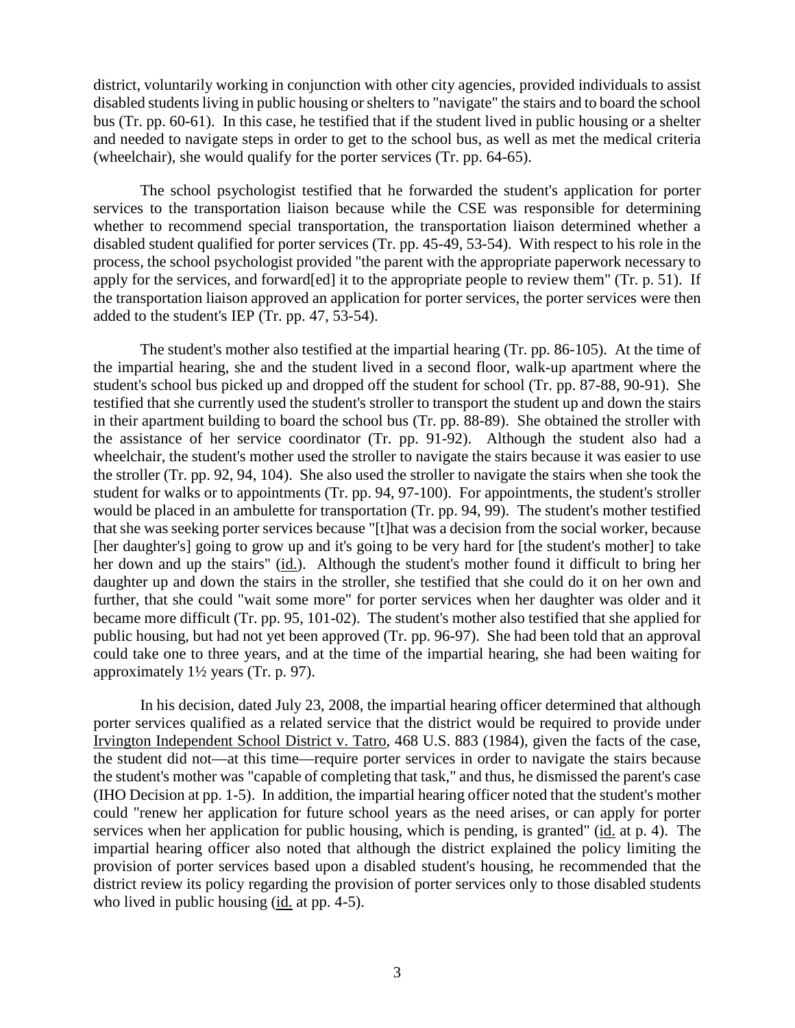district, voluntarily working in conjunction with other city agencies, provided individuals to assist disabled students living in public housing or shelters to "navigate" the stairs and to board the school bus (Tr. pp. 60-61). In this case, he testified that if the student lived in public housing or a shelter and needed to navigate steps in order to get to the school bus, as well as met the medical criteria (wheelchair), she would qualify for the porter services (Tr. pp. 64-65).

The school psychologist testified that he forwarded the student's application for porter services to the transportation liaison because while the CSE was responsible for determining whether to recommend special transportation, the transportation liaison determined whether a disabled student qualified for porter services (Tr. pp. 45-49, 53-54). With respect to his role in the process, the school psychologist provided "the parent with the appropriate paperwork necessary to apply for the services, and forward[ed] it to the appropriate people to review them" (Tr. p. 51). If the transportation liaison approved an application for porter services, the porter services were then added to the student's IEP (Tr. pp. 47, 53-54).

The student's mother also testified at the impartial hearing (Tr. pp. 86-105). At the time of the impartial hearing, she and the student lived in a second floor, walk-up apartment where the student's school bus picked up and dropped off the student for school (Tr. pp. 87-88, 90-91). She testified that she currently used the student's stroller to transport the student up and down the stairs in their apartment building to board the school bus (Tr. pp. 88-89). She obtained the stroller with the assistance of her service coordinator (Tr. pp. 91-92). Although the student also had a wheelchair, the student's mother used the stroller to navigate the stairs because it was easier to use the stroller (Tr. pp. 92, 94, 104). She also used the stroller to navigate the stairs when she took the student for walks or to appointments (Tr. pp. 94, 97-100). For appointments, the student's stroller would be placed in an ambulette for transportation (Tr. pp. 94, 99). The student's mother testified that she was seeking porter services because "[t]hat was a decision from the social worker, because [her daughter's] going to grow up and it's going to be very hard for [the student's mother] to take her down and up the stairs" (id.). Although the student's mother found it difficult to bring her daughter up and down the stairs in the stroller, she testified that she could do it on her own and further, that she could "wait some more" for porter services when her daughter was older and it became more difficult (Tr. pp. 95, 101-02). The student's mother also testified that she applied for public housing, but had not yet been approved (Tr. pp. 96-97). She had been told that an approval could take one to three years, and at the time of the impartial hearing, she had been waiting for approximately 1½ years (Tr. p. 97).

In his decision, dated July 23, 2008, the impartial hearing officer determined that although porter services qualified as a related service that the district would be required to provide under Irvington Independent School District v. Tatro, 468 U.S. 883 (1984), given the facts of the case, the student did not—at this time—require porter services in order to navigate the stairs because the student's mother was "capable of completing that task," and thus, he dismissed the parent's case (IHO Decision at pp. 1-5). In addition, the impartial hearing officer noted that the student's mother could "renew her application for future school years as the need arises, or can apply for porter services when her application for public housing, which is pending, is granted" (id. at p. 4). The impartial hearing officer also noted that although the district explained the policy limiting the provision of porter services based upon a disabled student's housing, he recommended that the district review its policy regarding the provision of porter services only to those disabled students who lived in public housing (id. at pp. 4-5).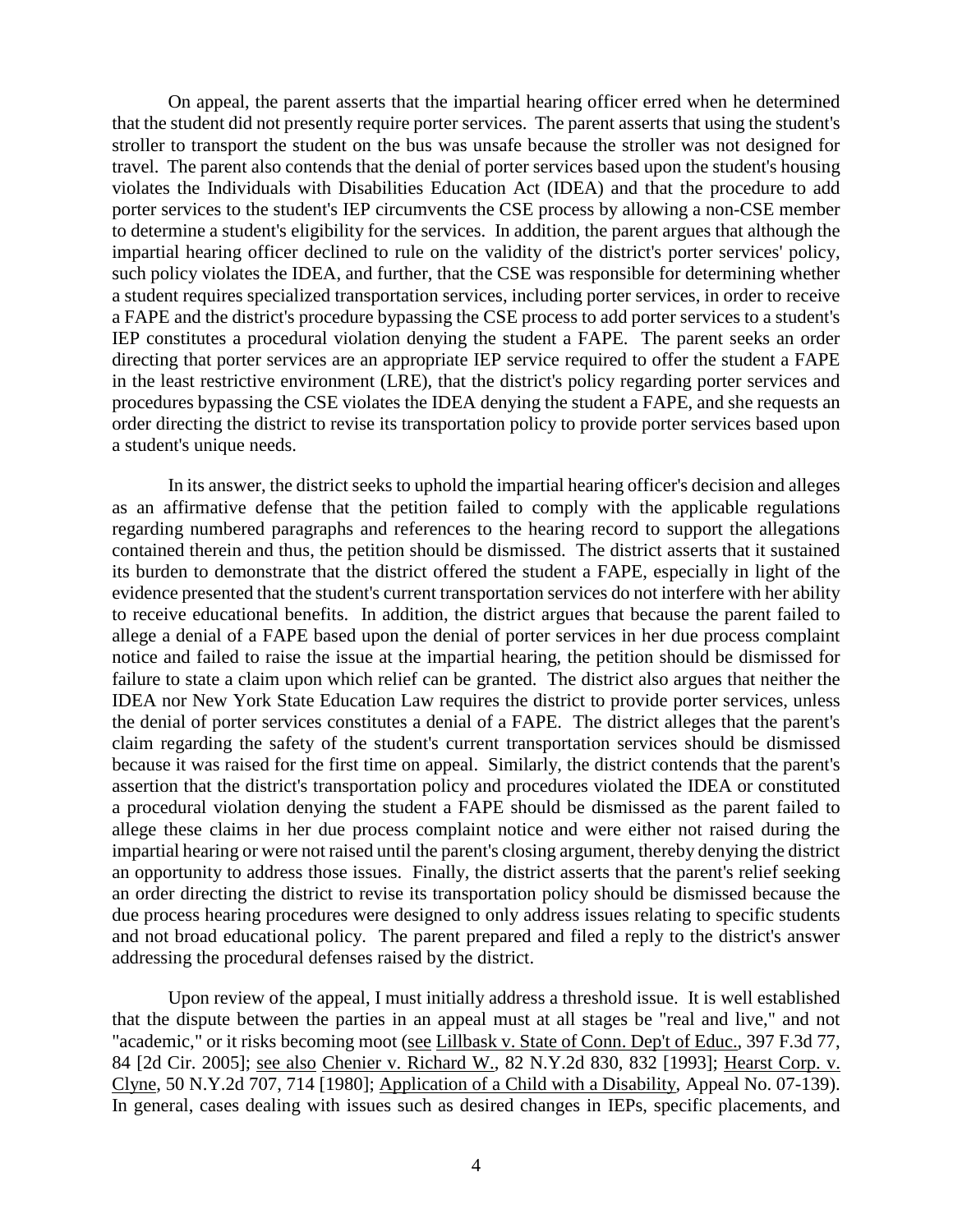On appeal, the parent asserts that the impartial hearing officer erred when he determined that the student did not presently require porter services. The parent asserts that using the student's stroller to transport the student on the bus was unsafe because the stroller was not designed for travel. The parent also contends that the denial of porter services based upon the student's housing violates the Individuals with Disabilities Education Act (IDEA) and that the procedure to add porter services to the student's IEP circumvents the CSE process by allowing a non-CSE member to determine a student's eligibility for the services. In addition, the parent argues that although the impartial hearing officer declined to rule on the validity of the district's porter services' policy, such policy violates the IDEA, and further, that the CSE was responsible for determining whether a student requires specialized transportation services, including porter services, in order to receive a FAPE and the district's procedure bypassing the CSE process to add porter services to a student's IEP constitutes a procedural violation denying the student a FAPE. The parent seeks an order directing that porter services are an appropriate IEP service required to offer the student a FAPE in the least restrictive environment (LRE), that the district's policy regarding porter services and procedures bypassing the CSE violates the IDEA denying the student a FAPE, and she requests an order directing the district to revise its transportation policy to provide porter services based upon a student's unique needs.

In its answer, the district seeks to uphold the impartial hearing officer's decision and alleges as an affirmative defense that the petition failed to comply with the applicable regulations regarding numbered paragraphs and references to the hearing record to support the allegations contained therein and thus, the petition should be dismissed. The district asserts that it sustained its burden to demonstrate that the district offered the student a FAPE, especially in light of the evidence presented that the student's current transportation services do not interfere with her ability to receive educational benefits. In addition, the district argues that because the parent failed to allege a denial of a FAPE based upon the denial of porter services in her due process complaint notice and failed to raise the issue at the impartial hearing, the petition should be dismissed for failure to state a claim upon which relief can be granted. The district also argues that neither the IDEA nor New York State Education Law requires the district to provide porter services, unless the denial of porter services constitutes a denial of a FAPE. The district alleges that the parent's claim regarding the safety of the student's current transportation services should be dismissed because it was raised for the first time on appeal. Similarly, the district contends that the parent's assertion that the district's transportation policy and procedures violated the IDEA or constituted a procedural violation denying the student a FAPE should be dismissed as the parent failed to allege these claims in her due process complaint notice and were either not raised during the impartial hearing or were not raised until the parent's closing argument, thereby denying the district an opportunity to address those issues. Finally, the district asserts that the parent's relief seeking an order directing the district to revise its transportation policy should be dismissed because the due process hearing procedures were designed to only address issues relating to specific students and not broad educational policy. The parent prepared and filed a reply to the district's answer addressing the procedural defenses raised by the district.

Upon review of the appeal, I must initially address a threshold issue. It is well established that the dispute between the parties in an appeal must at all stages be "real and live," and not "academic," or it risks becoming moot (see Lillbask v. State of Conn. Dep't of Educ., 397 F.3d 77, 84 [2d Cir. 2005]; see also Chenier v. Richard W., 82 N.Y.2d 830, 832 [1993]; Hearst Corp. v. Clyne, 50 N.Y.2d 707, 714 [1980]; Application of a Child with a Disability, Appeal No. 07-139). In general, cases dealing with issues such as desired changes in IEPs, specific placements, and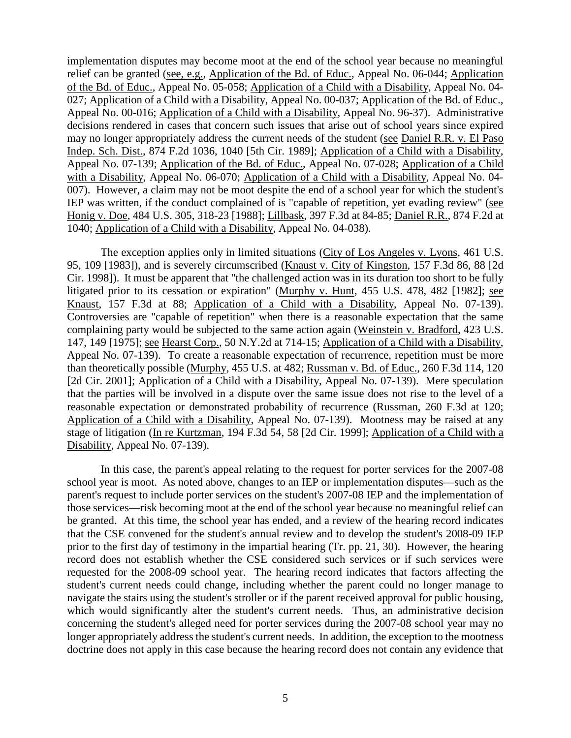implementation disputes may become moot at the end of the school year because no meaningful relief can be granted (see, e.g., Application of the Bd. of Educ., Appeal No. 06-044; Application of the Bd. of Educ., Appeal No. 05-058; Application of a Child with a Disability, Appeal No. 04-027; Application of a Child with a Disability, Appeal No. 00-037; Application of the Bd. of Educ., Appeal No. 00-016; Application of a Child with a Disability, Appeal No. 96-37). Administrative decisions rendered in cases that concern such issues that arise out of school years since expired may no longer appropriately address the current needs of the student (see Daniel R.R. v. El Paso Indep. Sch. Dist., 874 F.2d 1036, 1040 [5th Cir. 1989]; Application of a Child with a Disability, Appeal No. 07-139; Application of the Bd. of Educ., Appeal No. 07-028; Application of a Child with a Disability, Appeal No. 06-070; Application of a Child with a Disability, Appeal No. 04-007). However, a claim may not be moot despite the end of a school year for which the student's IEP was written, if the conduct complained of is "capable of repetition, yet evading review" (see Honig v. Doe, 484 U.S. 305, 318-23 [1988]; Lillbask, 397 F.3d at 84-85; Daniel R.R., 874 F.2d at 1040; Application of a Child with a Disability, Appeal No. 04-038).

The exception applies only in limited situations (City of Los Angeles v. Lyons, 461 U.S. 95, 109 [1983]), and is severely circumscribed (Knaust v. City of Kingston, 157 F.3d 86, 88 [2d Cir. 1998]). It must be apparent that "the challenged action was in its duration too short to be fully litigated prior to its cessation or expiration" (Murphy v. Hunt, 455 U.S. 478, 482 [1982]; see Knaust, 157 F.3d at 88; Application of a Child with a Disability, Appeal No. 07-139). Controversies are "capable of repetition" when there is a reasonable expectation that the same complaining party would be subjected to the same action again (Weinstein v. Bradford, 423 U.S. 147, 149 [1975]; see Hearst Corp., 50 N.Y.2d at 714-15; Application of a Child with a Disability, Appeal No. 07-139). To create a reasonable expectation of recurrence, repetition must be more than theoretically possible (Murphy, 455 U.S. at 482; Russman v. Bd. of Educ., 260 F.3d 114, 120 [2d Cir. 2001]; Application of a Child with a Disability, Appeal No. 07-139). Mere speculation that the parties will be involved in a dispute over the same issue does not rise to the level of a reasonable expectation or demonstrated probability of recurrence (Russman, 260 F.3d at 120; Application of a Child with a Disability, Appeal No. 07-139). Mootness may be raised at any stage of litigation (In re Kurtzman, 194 F.3d 54, 58 [2d Cir. 1999]; Application of a Child with a Disability, Appeal No. 07-139).

In this case, the parent's appeal relating to the request for porter services for the 2007-08 school year is moot. As noted above, changes to an IEP or implementation disputes—such as the parent's request to include porter services on the student's 2007-08 IEP and the implementation of those services—risk becoming moot at the end of the school year because no meaningful relief can be granted. At this time, the school year has ended, and a review of the hearing record indicates that the CSE convened for the student's annual review and to develop the student's 2008-09 IEP prior to the first day of testimony in the impartial hearing (Tr. pp. 21, 30). However, the hearing record does not establish whether the CSE considered such services or if such services were requested for the 2008-09 school year. The hearing record indicates that factors affecting the student's current needs could change, including whether the parent could no longer manage to navigate the stairs using the student's stroller or if the parent received approval for public housing, which would significantly alter the student's current needs. Thus, an administrative decision concerning the student's alleged need for porter services during the 2007-08 school year may no longer appropriately address the student's current needs. In addition, the exception to the mootness doctrine does not apply in this case because the hearing record does not contain any evidence that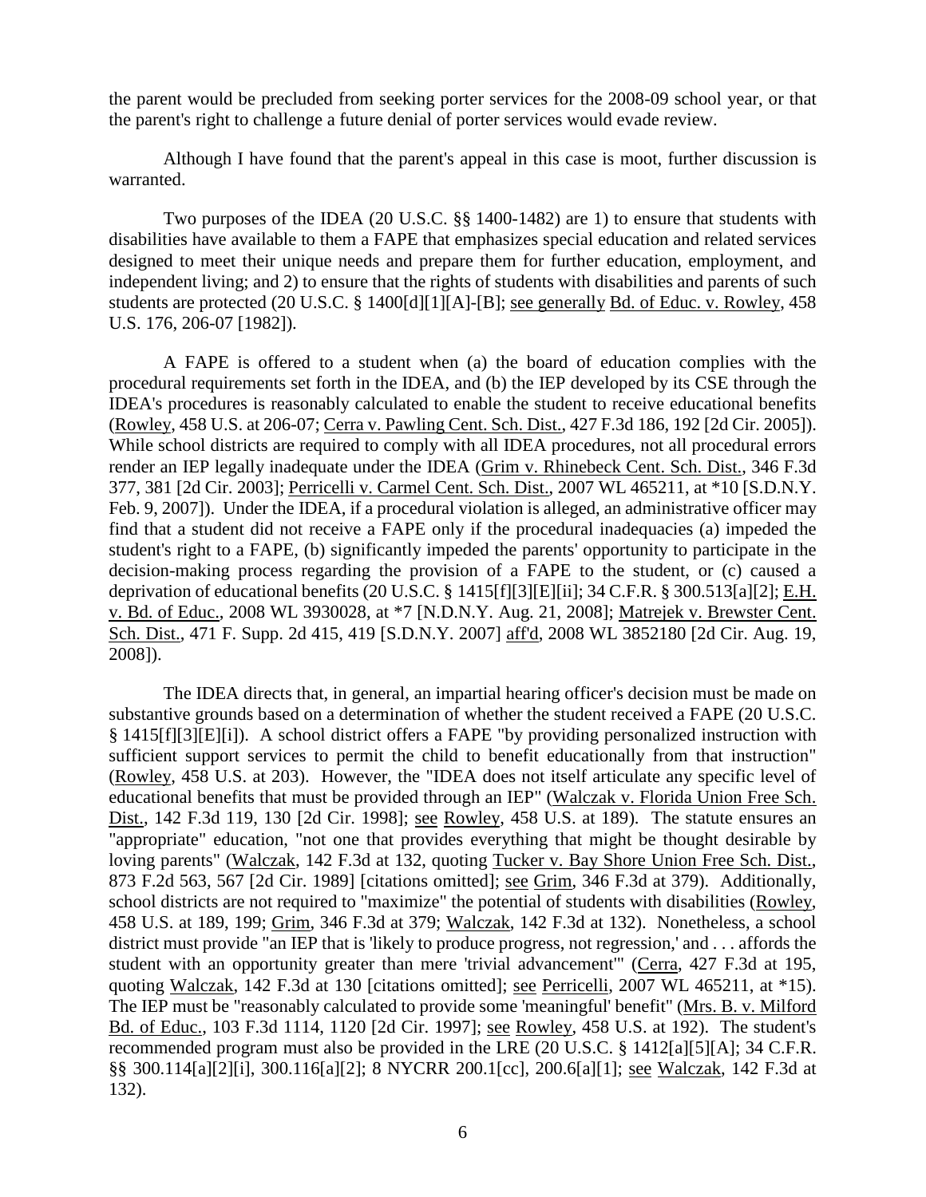the parent would be precluded from seeking porter services for the 2008-09 school year, or that the parent's right to challenge a future denial of porter services would evade review.

Although I have found that the parent's appeal in this case is moot, further discussion is warranted.

Two purposes of the IDEA (20 U.S.C. §§ 1400-1482) are 1) to ensure that students with disabilities have available to them a FAPE that emphasizes special education and related services designed to meet their unique needs and prepare them for further education, employment, and independent living; and 2) to ensure that the rights of students with disabilities and parents of such students are protected (20 U.S.C. § 1400[d][1][A]-[B]; see generally Bd. of Educ. v. Rowley, 458 U.S. 176, 206-07 [1982]).

A FAPE is offered to a student when (a) the board of education complies with the procedural requirements set forth in the IDEA, and (b) the IEP developed by its CSE through the IDEA's procedures is reasonably calculated to enable the student to receive educational benefits (Rowley, 458 U.S. at 206-07; Cerra v. Pawling Cent. Sch. Dist., 427 F.3d 186, 192 [2d Cir. 2005]). While school districts are required to comply with all IDEA procedures, not all procedural errors render an IEP legally inadequate under the IDEA (Grim v. Rhinebeck Cent. Sch. Dist., 346 F.3d 377, 381 [2d Cir. 2003]; Perricelli v. Carmel Cent. Sch. Dist., 2007 WL 465211, at *10 [S.D.N.Y. Feb. 9, 2007]). Under the IDEA, if a procedural violation is alleged, an administrative officer may find that a student did not receive a FAPE only if the procedural inadequacies (a) impeded the student's right to a FAPE, (b) significantly impeded the parents' opportunity to participate in the decision-making process regarding the provision of a FAPE to the student, or (c) caused a deprivation of educational benefits (20 U.S.C. § 1415[f][3][E][ii]; 34 C.F.R. § 300.513[a][2]; E.H. v. Bd. of Educ., 2008 WL 3930028, at *7 [N.D.N.Y. Aug. 21, 2008]; Matrejek v. Brewster Cent. Sch. Dist., 471 F. Supp. 2d 415, 419 [S.D.N.Y. 2007] aff'd, 2008 WL 3852180 [2d Cir. Aug. 19, 2008]).

The IDEA directs that, in general, an impartial hearing officer's decision must be made on substantive grounds based on a determination of whether the student received a FAPE (20 U.S.C. § 1415[f][3][E][i]). A school district offers a FAPE "by providing personalized instruction with sufficient support services to permit the child to benefit educationally from that instruction" (Rowley, 458 U.S. at 203). However, the "IDEA does not itself articulate any specific level of educational benefits that must be provided through an IEP" (Walczak v. Florida Union Free Sch. Dist., 142 F.3d 119, 130 [2d Cir. 1998]; see Rowley, 458 U.S. at 189). The statute ensures an "appropriate" education, "not one that provides everything that might be thought desirable by loving parents" (Walczak, 142 F.3d at 132, quoting Tucker v. Bay Shore Union Free Sch. Dist., 873 F.2d 563, 567 [2d Cir. 1989] [citations omitted]; see Grim, 346 F.3d at 379). Additionally, school districts are not required to "maximize" the potential of students with disabilities (Rowley, 458 U.S. at 189, 199; Grim, 346 F.3d at 379; Walczak, 142 F.3d at 132). Nonetheless, a school district must provide "an IEP that is 'likely to produce progress, not regression,' and . . . affords the student with an opportunity greater than mere 'trivial advancement'" (Cerra, 427 F.3d at 195, quoting Walczak, 142 F.3d at 130 [citations omitted]; see Perricelli, 2007 WL 465211, at *15). The IEP must be "reasonably calculated to provide some 'meaningful' benefit" (Mrs. B. v. Milford Bd. of Educ., 103 F.3d 1114, 1120 [2d Cir. 1997]; see Rowley, 458 U.S. at 192). The student's recommended program must also be provided in the LRE (20 U.S.C. § 1412[a][5][A]; 34 C.F.R. §§ 300.114[a][2][i], 300.116[a][2]; 8 NYCRR 200.1[cc], 200.6[a][1]; see Walczak, 142 F.3d at 132).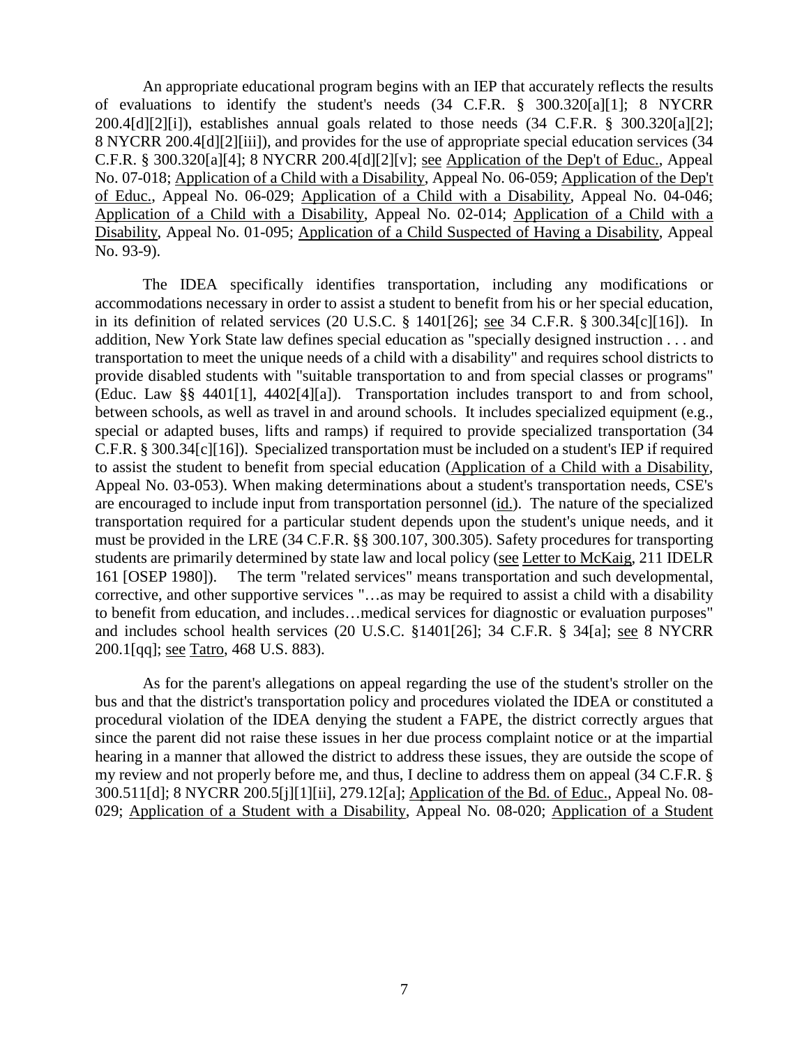An appropriate educational program begins with an IEP that accurately reflects the results of evaluations to identify the student's needs (34 C.F.R. § 300.320[a][1]; 8 NYCRR 200.4[d][2][i]), establishes annual goals related to those needs (34 C.F.R. § 300.320[a][2]; 8 NYCRR 200.4[d][2][iii]), and provides for the use of appropriate special education services (34 C.F.R. § 300.320[a][4]; 8 NYCRR 200.4[d][2][v]; see Application of the Dep't of Educ., Appeal No. 07-018; Application of a Child with a Disability, Appeal No. 06-059; Application of the Dep't of Educ., Appeal No. 06-029; Application of a Child with a Disability, Appeal No. 04-046; Application of a Child with a Disability, Appeal No. 02-014; Application of a Child with a Disability, Appeal No. 01-095; Application of a Child Suspected of Having a Disability, Appeal No. 93-9).

The IDEA specifically identifies transportation, including any modifications or accommodations necessary in order to assist a student to benefit from his or her special education, in its definition of related services (20 U.S.C. § 1401[26]; see 34 C.F.R. § 300.34[c][16]). In addition, New York State law defines special education as "specially designed instruction . . . and transportation to meet the unique needs of a child with a disability" and requires school districts to provide disabled students with "suitable transportation to and from special classes or programs" (Educ. Law §§ 4401[1], 4402[4][a]). Transportation includes transport to and from school, between schools, as well as travel in and around schools. It includes specialized equipment (e.g., special or adapted buses, lifts and ramps) if required to provide specialized transportation (34 C.F.R. § 300.34[c][16]). Specialized transportation must be included on a student's IEP if required to assist the student to benefit from special education (Application of a Child with a Disability, Appeal No. 03-053). When making determinations about a student's transportation needs, CSE's are encouraged to include input from transportation personnel (id.). The nature of the specialized transportation required for a particular student depends upon the student's unique needs, and it must be provided in the LRE (34 C.F.R. §§ 300.107, 300.305). Safety procedures for transporting students are primarily determined by state law and local policy (see Letter to McKaig, 211 IDELR 161 [OSEP 1980]). The term "related services" means transportation and such developmental, corrective, and other supportive services "…as may be required to assist a child with a disability to benefit from education, and includes…medical services for diagnostic or evaluation purposes" and includes school health services (20 U.S.C. §1401[26]; 34 C.F.R. § 34[a]; see 8 NYCRR 200.1[qq]; see Tatro, 468 U.S. 883).

As for the parent's allegations on appeal regarding the use of the student's stroller on the bus and that the district's transportation policy and procedures violated the IDEA or constituted a procedural violation of the IDEA denying the student a FAPE, the district correctly argues that since the parent did not raise these issues in her due process complaint notice or at the impartial hearing in a manner that allowed the district to address these issues, they are outside the scope of my review and not properly before me, and thus, I decline to address them on appeal (34 C.F.R. § 300.511[d]; 8 NYCRR 200.5[j][1][ii], 279.12[a]; Application of the Bd. of Educ., Appeal No. 08-029; Application of a Student with a Disability, Appeal No. 08-020; Application of a Student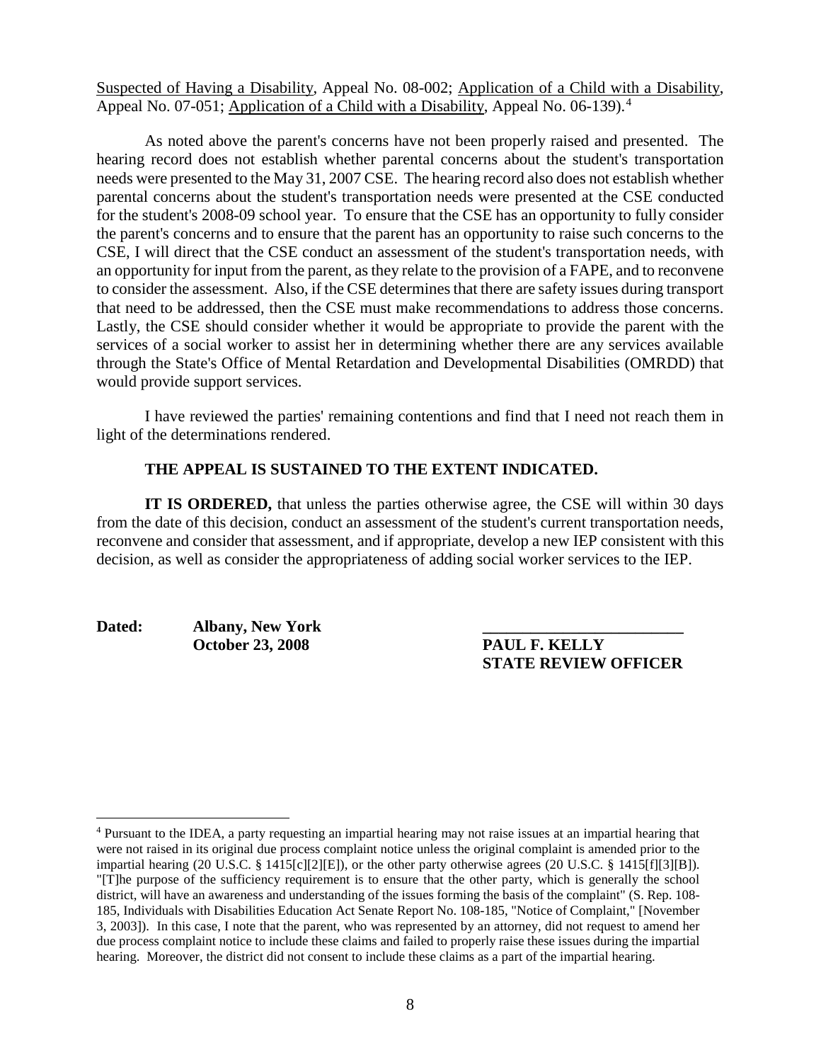Suspected of Having a Disability, Appeal No. 08-002; Application of a Child with a Disability, Appeal No. 07-051; Application of a Child with a Disability, Appeal No. 06-139).[4]

As noted above the parent's concerns have not been properly raised and presented. The hearing record does not establish whether parental concerns about the student's transportation needs were presented to the May 31, 2007 CSE. The hearing record also does not establish whether parental concerns about the student's transportation needs were presented at the CSE conducted for the student's 2008-09 school year. To ensure that the CSE has an opportunity to fully consider the parent's concerns and to ensure that the parent has an opportunity to raise such concerns to the CSE, I will direct that the CSE conduct an assessment of the student's transportation needs, with an opportunity for input from the parent, as they relate to the provision of a FAPE, and to reconvene to consider the assessment. Also, if the CSE determines that there are safety issues during transport that need to be addressed, then the CSE must make recommendations to address those concerns. Lastly, the CSE should consider whether it would be appropriate to provide the parent with the services of a social worker to assist her in determining whether there are any services available through the State's Office of Mental Retardation and Developmental Disabilities (OMRDD) that would provide support services.

I have reviewed the parties' remaining contentions and find that I need not reach them in light of the determinations rendered.

**THE APPEAL IS SUSTAINED TO THE EXTENT INDICATED.**

**IT IS ORDERED,** that unless the parties otherwise agree, the CSE will within 30 days from the date of this decision, conduct an assessment of the student's current transportation needs, reconvene and consider that assessment, and if appropriate, develop a new IEP consistent with this decision, as well as consider the appropriateness of adding social worker services to the IEP.

**Dated: Albany, New York**
**October 23, 2008**

**PAUL F. KELLY**
**STATE REVIEW OFFICER**

---

[4] Pursuant to the IDEA, a party requesting an impartial hearing may not raise issues at an impartial hearing that were not raised in its original due process complaint notice unless the original complaint is amended prior to the impartial hearing (20 U.S.C. § 1415[c][2][E]), or the other party otherwise agrees (20 U.S.C. § 1415[f][3][B]). "[T]he purpose of the sufficiency requirement is to ensure that the other party, which is generally the school district, will have an awareness and understanding of the issues forming the basis of the complaint" (S. Rep. 108-185, Individuals with Disabilities Education Act Senate Report No. 108-185, "Notice of Complaint," [November 3, 2003]). In this case, I note that the parent, who was represented by an attorney, did not request to amend her due process complaint notice to include these claims and failed to properly raise these issues during the impartial hearing. Moreover, the district did not consent to include these claims as a part of the impartial hearing.